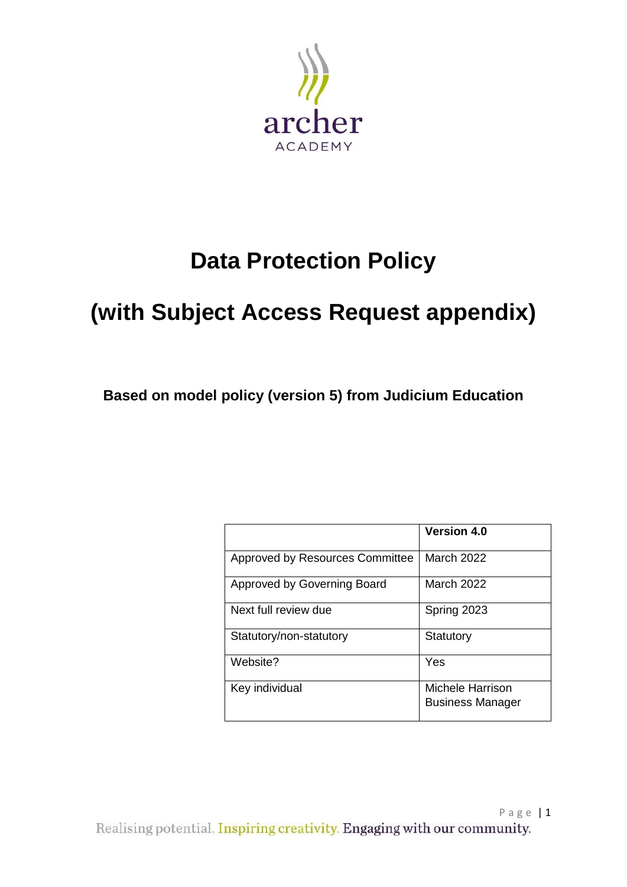archer
ACADEMY

# Data Protection Policy

# (with Subject Access Request appendix)

**Based on model policy (version 5) from Judicium Education**

| | **Version 4.0** |
|---|---|
| Approved by Resources Committee | March 2022 |
| Approved by Governing Board | March 2022 |
| Next full review due | Spring 2023 |
| Statutory/non-statutory | Statutory |
| Website? | Yes |
| Key individual | Michele Harrison Business Manager |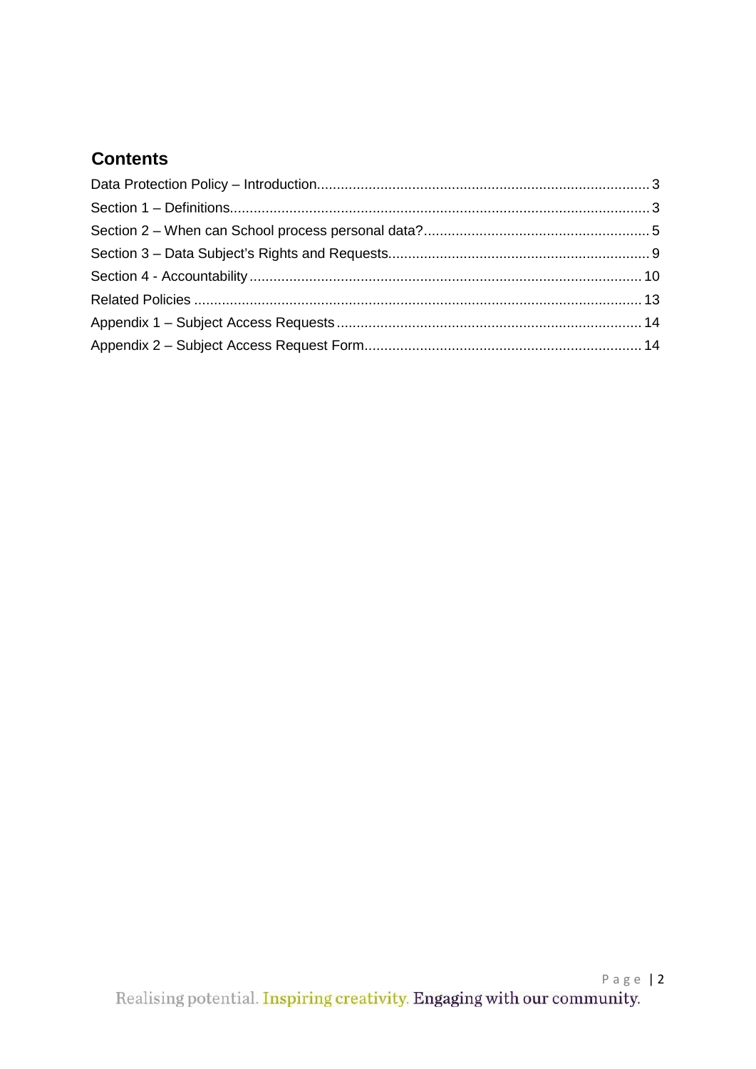## Contents

Data Protection Policy – Introduction.................................................................................. 3

Section 1 – Definitions......................................................................................................... 3

Section 2 – When can School process personal data?......................................................... 5

Section 3 – Data Subject’s Rights and Requests.................................................................. 9

Section 4 - Accountability................................................................................................... 10

Related Policies ................................................................................................................. 13

Appendix 1 – Subject Access Requests ............................................................................. 14

Appendix 2 – Subject Access Request Form...................................................................... 14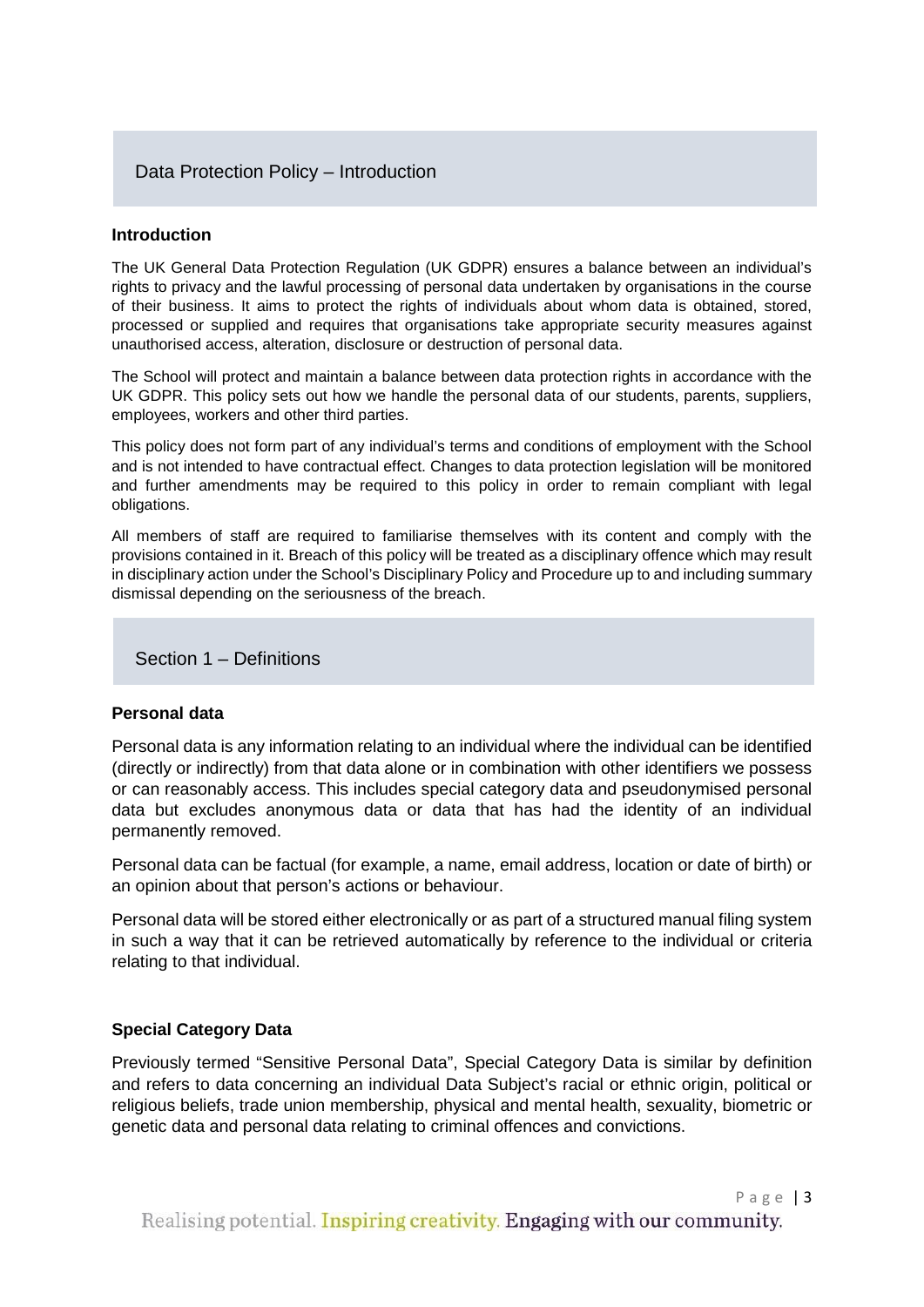## Data Protection Policy – Introduction

### Introduction

The UK General Data Protection Regulation (UK GDPR) ensures a balance between an individual's rights to privacy and the lawful processing of personal data undertaken by organisations in the course of their business. It aims to protect the rights of individuals about whom data is obtained, stored, processed or supplied and requires that organisations take appropriate security measures against unauthorised access, alteration, disclosure or destruction of personal data.

The School will protect and maintain a balance between data protection rights in accordance with the UK GDPR. This policy sets out how we handle the personal data of our students, parents, suppliers, employees, workers and other third parties.

This policy does not form part of any individual's terms and conditions of employment with the School and is not intended to have contractual effect. Changes to data protection legislation will be monitored and further amendments may be required to this policy in order to remain compliant with legal obligations.

All members of staff are required to familiarise themselves with its content and comply with the provisions contained in it. Breach of this policy will be treated as a disciplinary offence which may result in disciplinary action under the School's Disciplinary Policy and Procedure up to and including summary dismissal depending on the seriousness of the breach.

## Section 1 – Definitions

### Personal data

Personal data is any information relating to an individual where the individual can be identified (directly or indirectly) from that data alone or in combination with other identifiers we possess or can reasonably access. This includes special category data and pseudonymised personal data but excludes anonymous data or data that has had the identity of an individual permanently removed.

Personal data can be factual (for example, a name, email address, location or date of birth) or an opinion about that person's actions or behaviour.

Personal data will be stored either electronically or as part of a structured manual filing system in such a way that it can be retrieved automatically by reference to the individual or criteria relating to that individual.

### Special Category Data

Previously termed "Sensitive Personal Data", Special Category Data is similar by definition and refers to data concerning an individual Data Subject's racial or ethnic origin, political or religious beliefs, trade union membership, physical and mental health, sexuality, biometric or genetic data and personal data relating to criminal offences and convictions.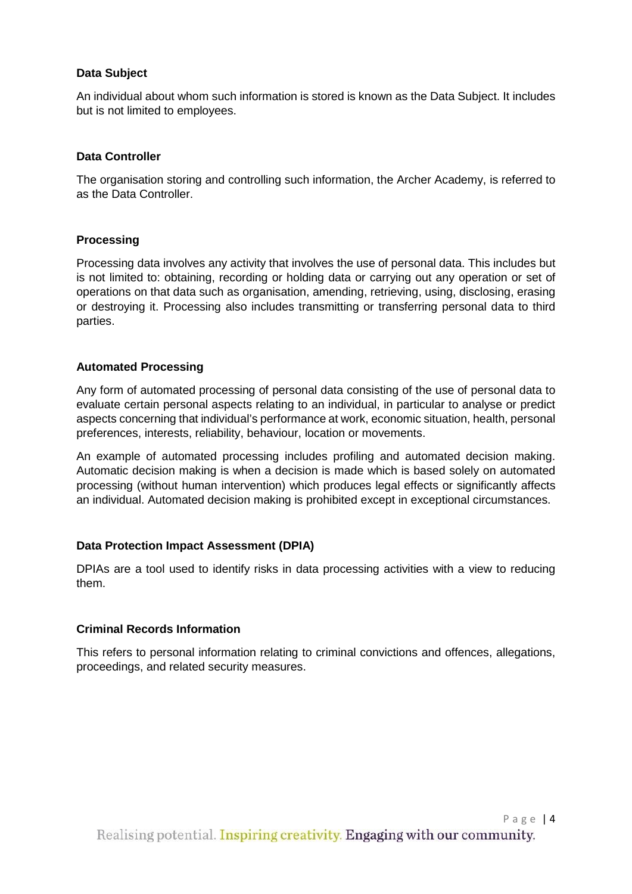**Data Subject**

An individual about whom such information is stored is known as the Data Subject. It includes but is not limited to employees.

**Data Controller**

The organisation storing and controlling such information, the Archer Academy, is referred to as the Data Controller.

**Processing**

Processing data involves any activity that involves the use of personal data. This includes but is not limited to: obtaining, recording or holding data or carrying out any operation or set of operations on that data such as organisation, amending, retrieving, using, disclosing, erasing or destroying it. Processing also includes transmitting or transferring personal data to third parties.

**Automated Processing**

Any form of automated processing of personal data consisting of the use of personal data to evaluate certain personal aspects relating to an individual, in particular to analyse or predict aspects concerning that individual's performance at work, economic situation, health, personal preferences, interests, reliability, behaviour, location or movements.

An example of automated processing includes profiling and automated decision making. Automatic decision making is when a decision is made which is based solely on automated processing (without human intervention) which produces legal effects or significantly affects an individual. Automated decision making is prohibited except in exceptional circumstances.

**Data Protection Impact Assessment (DPIA)**

DPIAs are a tool used to identify risks in data processing activities with a view to reducing them.

**Criminal Records Information**

This refers to personal information relating to criminal convictions and offences, allegations, proceedings, and related security measures.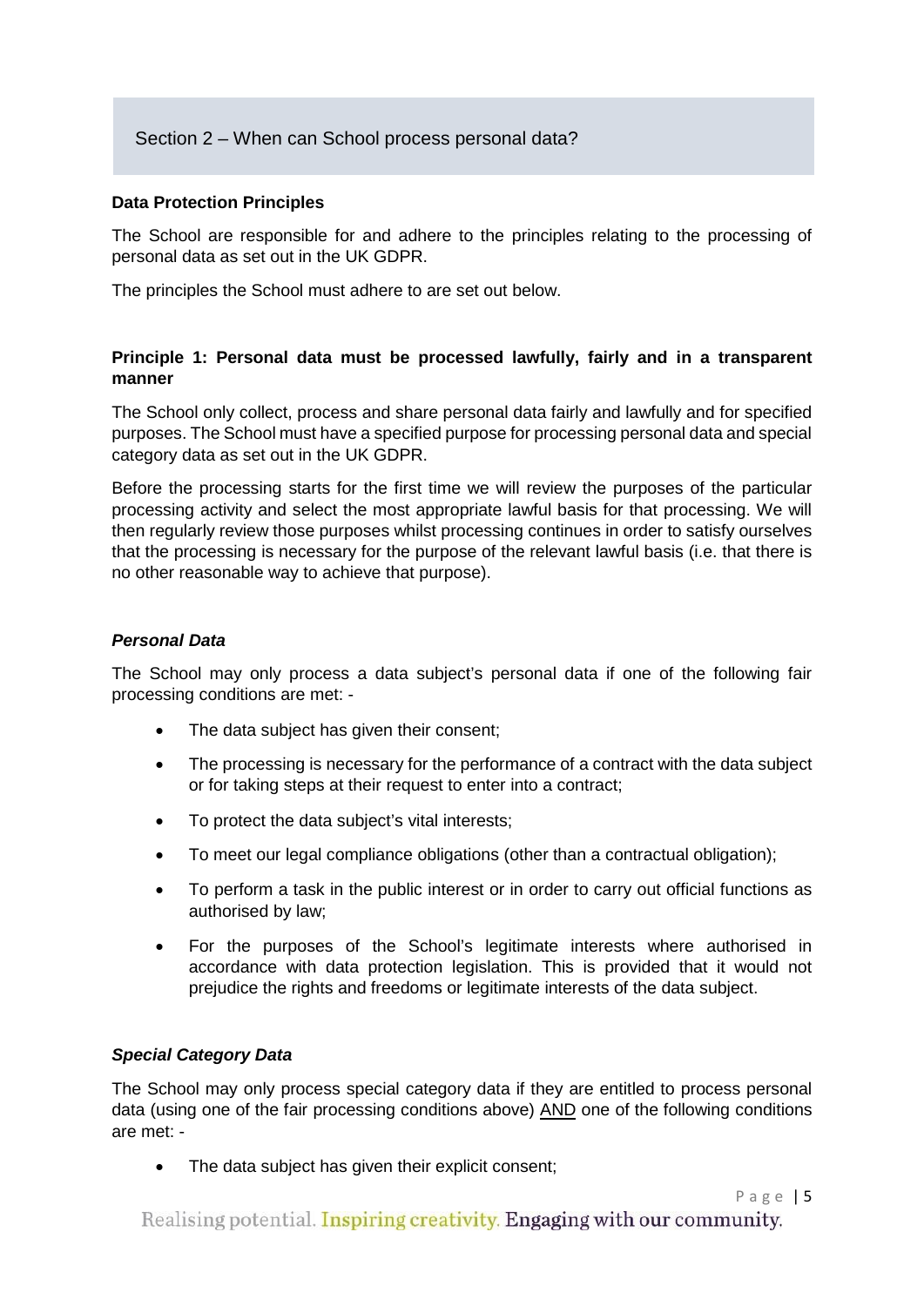## Section 2 – When can School process personal data?

**Data Protection Principles**

The School are responsible for and adhere to the principles relating to the processing of personal data as set out in the UK GDPR.

The principles the School must adhere to are set out below.

**Principle 1: Personal data must be processed lawfully, fairly and in a transparent manner**

The School only collect, process and share personal data fairly and lawfully and for specified purposes. The School must have a specified purpose for processing personal data and special category data as set out in the UK GDPR.

Before the processing starts for the first time we will review the purposes of the particular processing activity and select the most appropriate lawful basis for that processing. We will then regularly review those purposes whilst processing continues in order to satisfy ourselves that the processing is necessary for the purpose of the relevant lawful basis (i.e. that there is no other reasonable way to achieve that purpose).

***Personal Data***

The School may only process a data subject's personal data if one of the following fair processing conditions are met: -

- The data subject has given their consent;
- The processing is necessary for the performance of a contract with the data subject or for taking steps at their request to enter into a contract;
- To protect the data subject's vital interests;
- To meet our legal compliance obligations (other than a contractual obligation);
- To perform a task in the public interest or in order to carry out official functions as authorised by law;
- For the purposes of the School's legitimate interests where authorised in accordance with data protection legislation. This is provided that it would not prejudice the rights and freedoms or legitimate interests of the data subject.

***Special Category Data***

The School may only process special category data if they are entitled to process personal data (using one of the fair processing conditions above) <u>AND</u> one of the following conditions are met: -

- The data subject has given their explicit consent;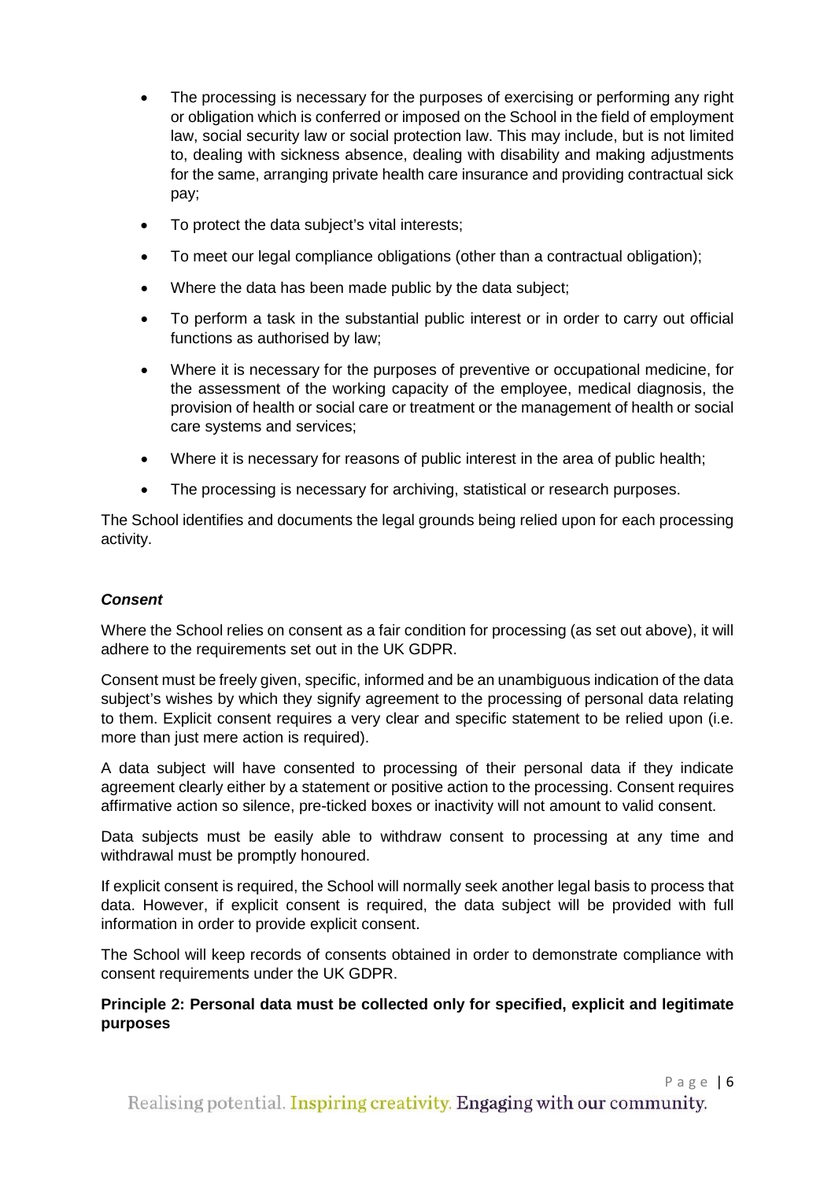- The processing is necessary for the purposes of exercising or performing any right or obligation which is conferred or imposed on the School in the field of employment law, social security law or social protection law. This may include, but is not limited to, dealing with sickness absence, dealing with disability and making adjustments for the same, arranging private health care insurance and providing contractual sick pay;
- To protect the data subject's vital interests;
- To meet our legal compliance obligations (other than a contractual obligation);
- Where the data has been made public by the data subject;
- To perform a task in the substantial public interest or in order to carry out official functions as authorised by law;
- Where it is necessary for the purposes of preventive or occupational medicine, for the assessment of the working capacity of the employee, medical diagnosis, the provision of health or social care or treatment or the management of health or social care systems and services;
- Where it is necessary for reasons of public interest in the area of public health;
- The processing is necessary for archiving, statistical or research purposes.

The School identifies and documents the legal grounds being relied upon for each processing activity.

***Consent***

Where the School relies on consent as a fair condition for processing (as set out above), it will adhere to the requirements set out in the UK GDPR.

Consent must be freely given, specific, informed and be an unambiguous indication of the data subject's wishes by which they signify agreement to the processing of personal data relating to them. Explicit consent requires a very clear and specific statement to be relied upon (i.e. more than just mere action is required).

A data subject will have consented to processing of their personal data if they indicate agreement clearly either by a statement or positive action to the processing. Consent requires affirmative action so silence, pre-ticked boxes or inactivity will not amount to valid consent.

Data subjects must be easily able to withdraw consent to processing at any time and withdrawal must be promptly honoured.

If explicit consent is required, the School will normally seek another legal basis to process that data. However, if explicit consent is required, the data subject will be provided with full information in order to provide explicit consent.

The School will keep records of consents obtained in order to demonstrate compliance with consent requirements under the UK GDPR.

**Principle 2: Personal data must be collected only for specified, explicit and legitimate purposes**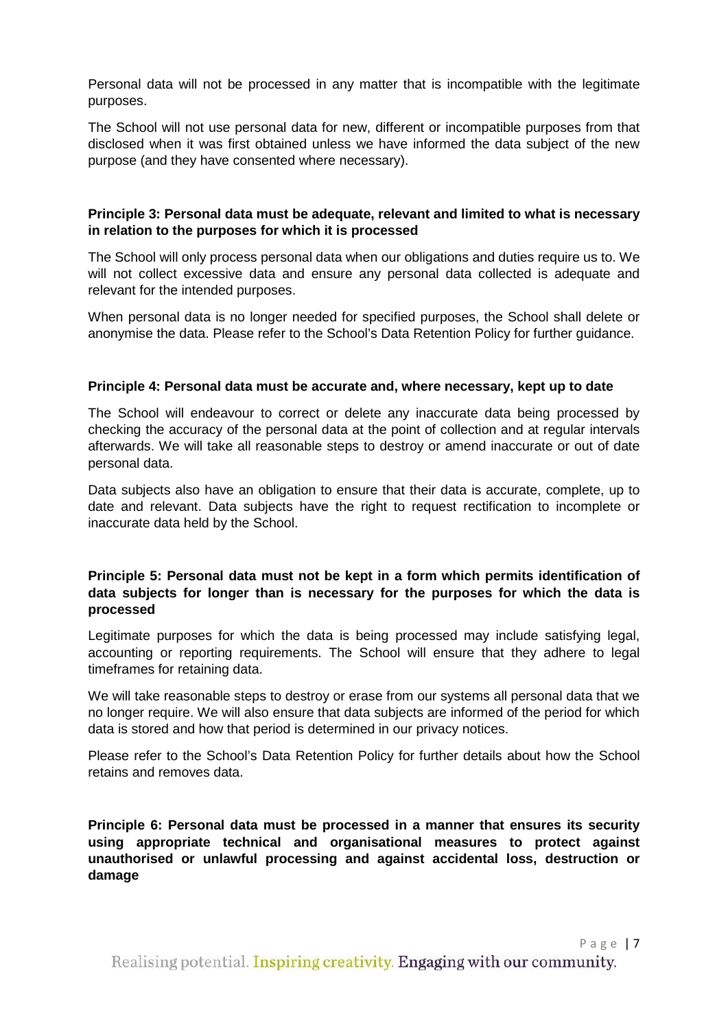Personal data will not be processed in any matter that is incompatible with the legitimate purposes.

The School will not use personal data for new, different or incompatible purposes from that disclosed when it was first obtained unless we have informed the data subject of the new purpose (and they have consented where necessary).

**Principle 3: Personal data must be adequate, relevant and limited to what is necessary in relation to the purposes for which it is processed**

The School will only process personal data when our obligations and duties require us to. We will not collect excessive data and ensure any personal data collected is adequate and relevant for the intended purposes.

When personal data is no longer needed for specified purposes, the School shall delete or anonymise the data. Please refer to the School's Data Retention Policy for further guidance.

**Principle 4: Personal data must be accurate and, where necessary, kept up to date**

The School will endeavour to correct or delete any inaccurate data being processed by checking the accuracy of the personal data at the point of collection and at regular intervals afterwards. We will take all reasonable steps to destroy or amend inaccurate or out of date personal data.

Data subjects also have an obligation to ensure that their data is accurate, complete, up to date and relevant. Data subjects have the right to request rectification to incomplete or inaccurate data held by the School.

**Principle 5: Personal data must not be kept in a form which permits identification of data subjects for longer than is necessary for the purposes for which the data is processed**

Legitimate purposes for which the data is being processed may include satisfying legal, accounting or reporting requirements. The School will ensure that they adhere to legal timeframes for retaining data.

We will take reasonable steps to destroy or erase from our systems all personal data that we no longer require. We will also ensure that data subjects are informed of the period for which data is stored and how that period is determined in our privacy notices.

Please refer to the School's Data Retention Policy for further details about how the School retains and removes data.

**Principle 6: Personal data must be processed in a manner that ensures its security using appropriate technical and organisational measures to protect against unauthorised or unlawful processing and against accidental loss, destruction or damage**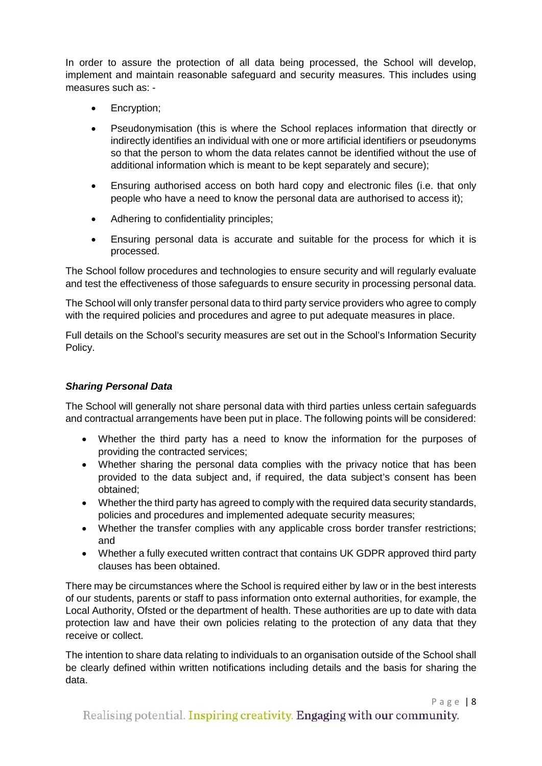In order to assure the protection of all data being processed, the School will develop, implement and maintain reasonable safeguard and security measures. This includes using measures such as: -

- Encryption;
- Pseudonymisation (this is where the School replaces information that directly or indirectly identifies an individual with one or more artificial identifiers or pseudonyms so that the person to whom the data relates cannot be identified without the use of additional information which is meant to be kept separately and secure);
- Ensuring authorised access on both hard copy and electronic files (i.e. that only people who have a need to know the personal data are authorised to access it);
- Adhering to confidentiality principles;
- Ensuring personal data is accurate and suitable for the process for which it is processed.

The School follow procedures and technologies to ensure security and will regularly evaluate and test the effectiveness of those safeguards to ensure security in processing personal data.

The School will only transfer personal data to third party service providers who agree to comply with the required policies and procedures and agree to put adequate measures in place.

Full details on the School's security measures are set out in the School's Information Security Policy.

### ***Sharing Personal Data***

The School will generally not share personal data with third parties unless certain safeguards and contractual arrangements have been put in place. The following points will be considered:

- Whether the third party has a need to know the information for the purposes of providing the contracted services;
- Whether sharing the personal data complies with the privacy notice that has been provided to the data subject and, if required, the data subject's consent has been obtained;
- Whether the third party has agreed to comply with the required data security standards, policies and procedures and implemented adequate security measures;
- Whether the transfer complies with any applicable cross border transfer restrictions; and
- Whether a fully executed written contract that contains UK GDPR approved third party clauses has been obtained.

There may be circumstances where the School is required either by law or in the best interests of our students, parents or staff to pass information onto external authorities, for example, the Local Authority, Ofsted or the department of health. These authorities are up to date with data protection law and have their own policies relating to the protection of any data that they receive or collect.

The intention to share data relating to individuals to an organisation outside of the School shall be clearly defined within written notifications including details and the basis for sharing the data.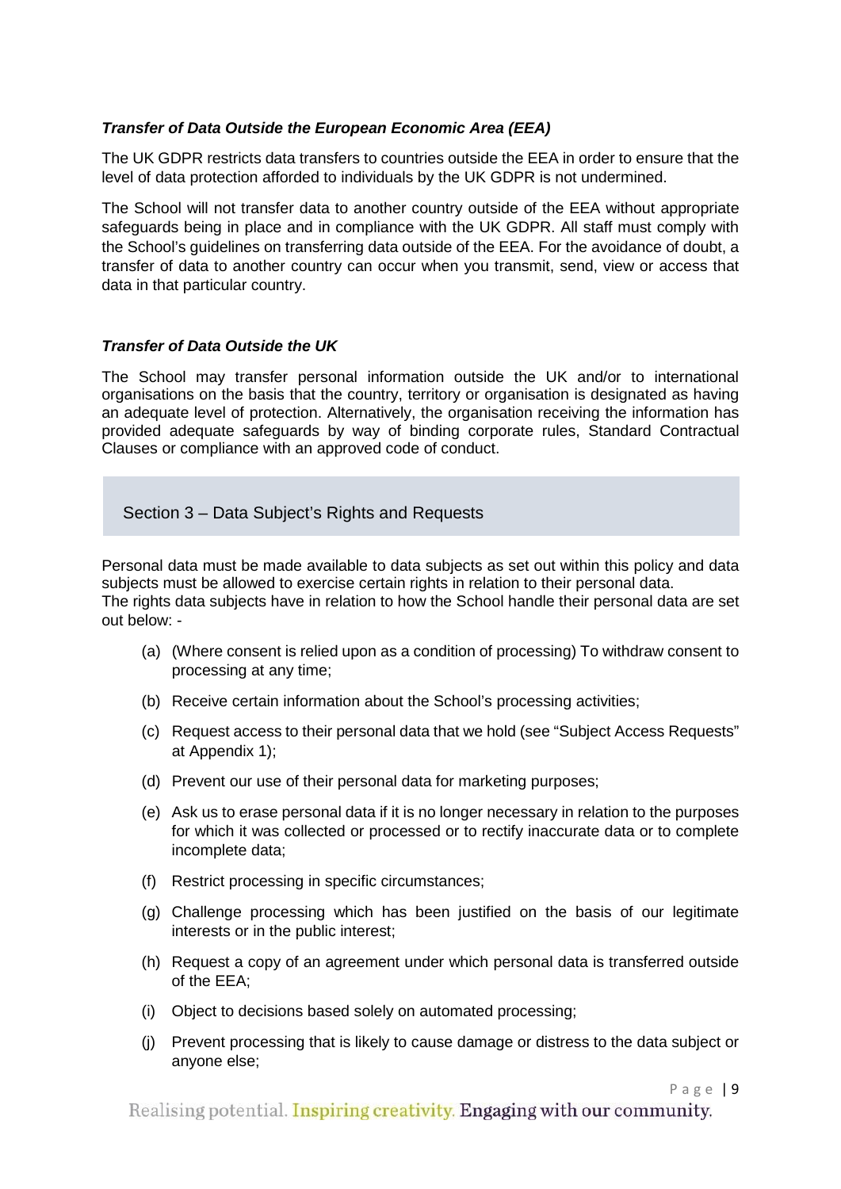***Transfer of Data Outside the European Economic Area (EEA)***

The UK GDPR restricts data transfers to countries outside the EEA in order to ensure that the level of data protection afforded to individuals by the UK GDPR is not undermined.

The School will not transfer data to another country outside of the EEA without appropriate safeguards being in place and in compliance with the UK GDPR. All staff must comply with the School's guidelines on transferring data outside of the EEA. For the avoidance of doubt, a transfer of data to another country can occur when you transmit, send, view or access that data in that particular country.

***Transfer of Data Outside the UK***

The School may transfer personal information outside the UK and/or to international organisations on the basis that the country, territory or organisation is designated as having an adequate level of protection. Alternatively, the organisation receiving the information has provided adequate safeguards by way of binding corporate rules, Standard Contractual Clauses or compliance with an approved code of conduct.

## Section 3 – Data Subject's Rights and Requests

Personal data must be made available to data subjects as set out within this policy and data subjects must be allowed to exercise certain rights in relation to their personal data.
The rights data subjects have in relation to how the School handle their personal data are set out below: -

(a) (Where consent is relied upon as a condition of processing) To withdraw consent to processing at any time;

(b) Receive certain information about the School's processing activities;

(c) Request access to their personal data that we hold (see "Subject Access Requests" at Appendix 1);

(d) Prevent our use of their personal data for marketing purposes;

(e) Ask us to erase personal data if it is no longer necessary in relation to the purposes for which it was collected or processed or to rectify inaccurate data or to complete incomplete data;

(f) Restrict processing in specific circumstances;

(g) Challenge processing which has been justified on the basis of our legitimate interests or in the public interest;

(h) Request a copy of an agreement under which personal data is transferred outside of the EEA;

(i) Object to decisions based solely on automated processing;

(j) Prevent processing that is likely to cause damage or distress to the data subject or anyone else;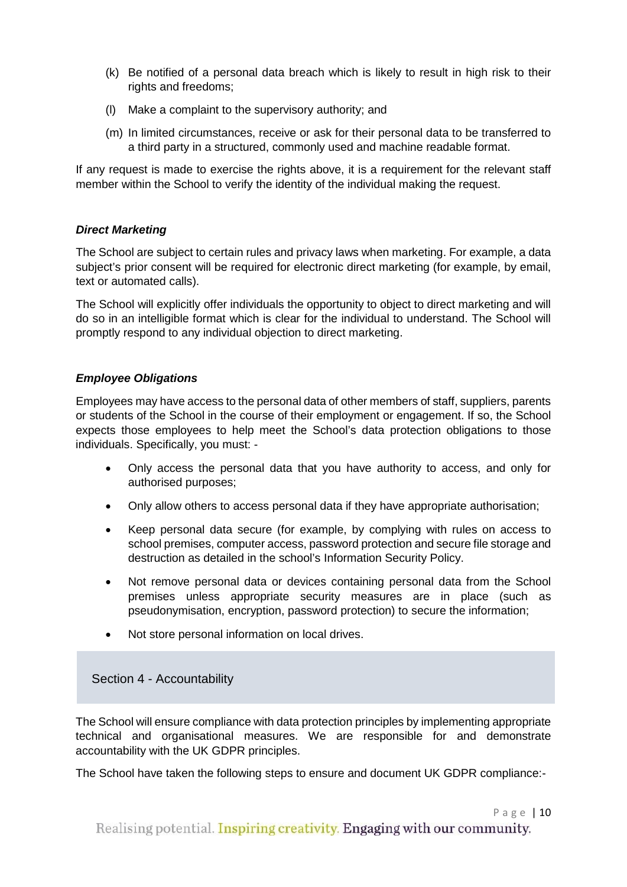(k) Be notified of a personal data breach which is likely to result in high risk to their rights and freedoms;

(l) Make a complaint to the supervisory authority; and

(m) In limited circumstances, receive or ask for their personal data to be transferred to a third party in a structured, commonly used and machine readable format.

If any request is made to exercise the rights above, it is a requirement for the relevant staff member within the School to verify the identity of the individual making the request.

### ***Direct Marketing***

The School are subject to certain rules and privacy laws when marketing. For example, a data subject's prior consent will be required for electronic direct marketing (for example, by email, text or automated calls).

The School will explicitly offer individuals the opportunity to object to direct marketing and will do so in an intelligible format which is clear for the individual to understand. The School will promptly respond to any individual objection to direct marketing.

### ***Employee Obligations***

Employees may have access to the personal data of other members of staff, suppliers, parents or students of the School in the course of their employment or engagement. If so, the School expects those employees to help meet the School's data protection obligations to those individuals. Specifically, you must: -

- Only access the personal data that you have authority to access, and only for authorised purposes;
- Only allow others to access personal data if they have appropriate authorisation;
- Keep personal data secure (for example, by complying with rules on access to school premises, computer access, password protection and secure file storage and destruction as detailed in the school's Information Security Policy.
- Not remove personal data or devices containing personal data from the School premises unless appropriate security measures are in place (such as pseudonymisation, encryption, password protection) to secure the information;
- Not store personal information on local drives.

## Section 4 - Accountability

The School will ensure compliance with data protection principles by implementing appropriate technical and organisational measures. We are responsible for and demonstrate accountability with the UK GDPR principles.

The School have taken the following steps to ensure and document UK GDPR compliance:-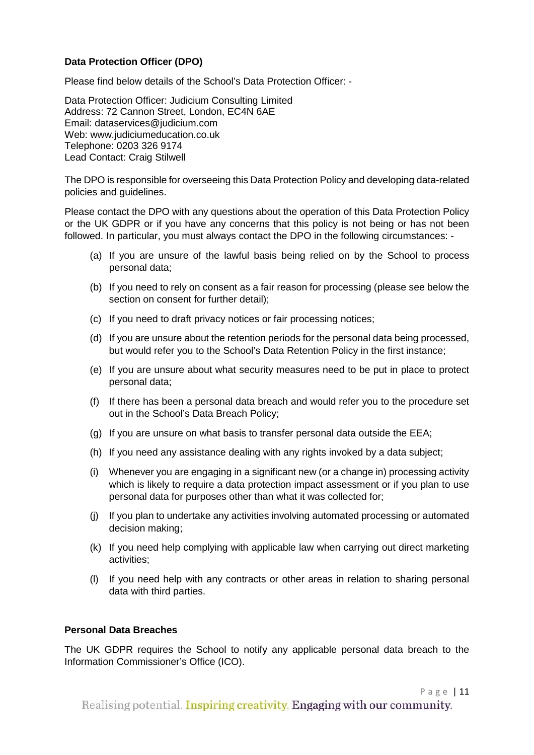**Data Protection Officer (DPO)**

Please find below details of the School's Data Protection Officer: -

Data Protection Officer: Judicium Consulting Limited
Address: 72 Cannon Street, London, EC4N 6AE
Email: dataservices@judicium.com
Web: www.judiciumeducation.co.uk
Telephone: 0203 326 9174
Lead Contact: Craig Stilwell

The DPO is responsible for overseeing this Data Protection Policy and developing data-related policies and guidelines.

Please contact the DPO with any questions about the operation of this Data Protection Policy or the UK GDPR or if you have any concerns that this policy is not being or has not been followed. In particular, you must always contact the DPO in the following circumstances: -

(a) If you are unsure of the lawful basis being relied on by the School to process personal data;

(b) If you need to rely on consent as a fair reason for processing (please see below the section on consent for further detail);

(c) If you need to draft privacy notices or fair processing notices;

(d) If you are unsure about the retention periods for the personal data being processed, but would refer you to the School's Data Retention Policy in the first instance;

(e) If you are unsure about what security measures need to be put in place to protect personal data;

(f) If there has been a personal data breach and would refer you to the procedure set out in the School's Data Breach Policy;

(g) If you are unsure on what basis to transfer personal data outside the EEA;

(h) If you need any assistance dealing with any rights invoked by a data subject;

(i) Whenever you are engaging in a significant new (or a change in) processing activity which is likely to require a data protection impact assessment or if you plan to use personal data for purposes other than what it was collected for;

(j) If you plan to undertake any activities involving automated processing or automated decision making;

(k) If you need help complying with applicable law when carrying out direct marketing activities;

(l) If you need help with any contracts or other areas in relation to sharing personal data with third parties.

**Personal Data Breaches**

The UK GDPR requires the School to notify any applicable personal data breach to the Information Commissioner's Office (ICO).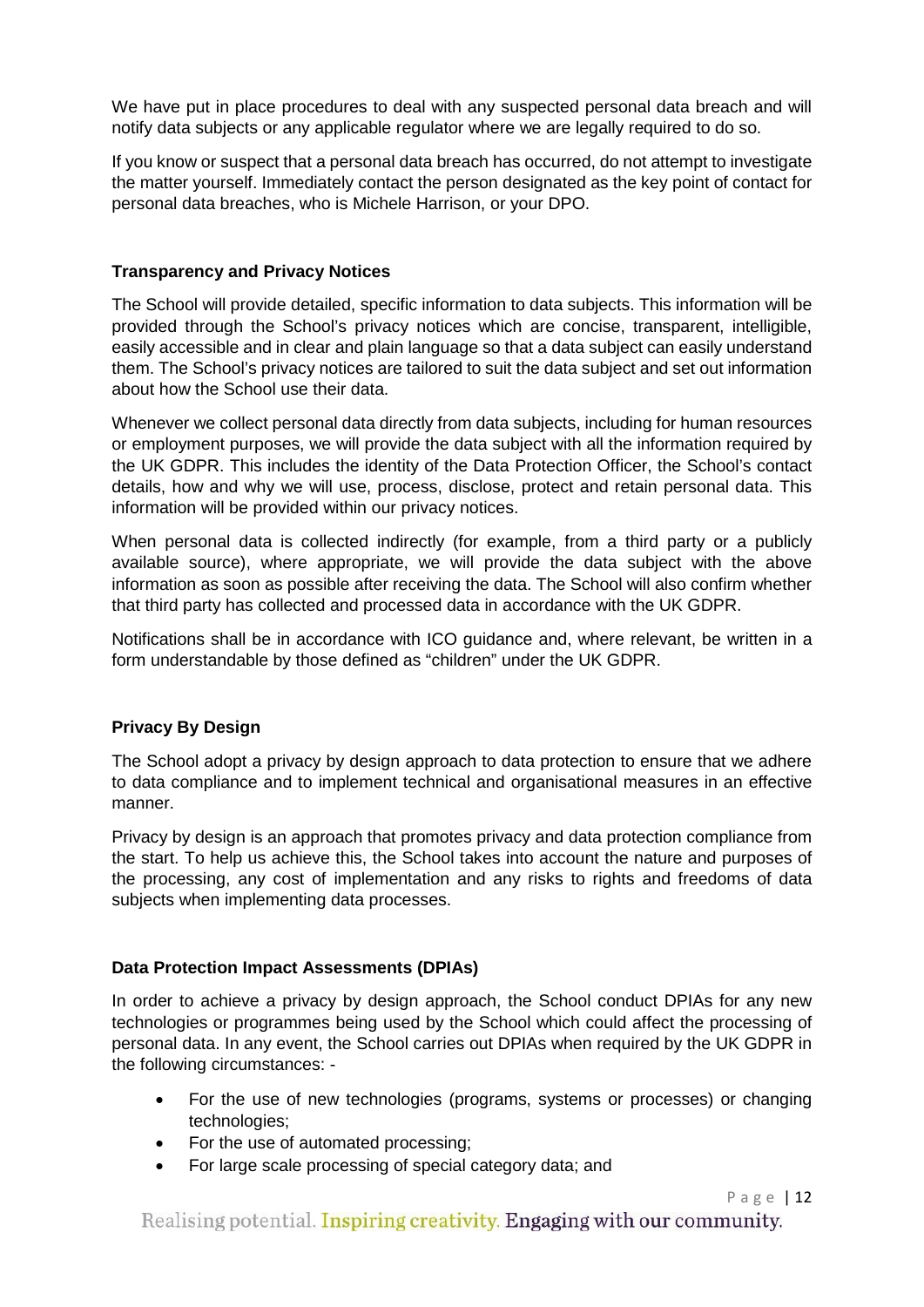We have put in place procedures to deal with any suspected personal data breach and will notify data subjects or any applicable regulator where we are legally required to do so.

If you know or suspect that a personal data breach has occurred, do not attempt to investigate the matter yourself. Immediately contact the person designated as the key point of contact for personal data breaches, who is Michele Harrison, or your DPO.

**Transparency and Privacy Notices**

The School will provide detailed, specific information to data subjects. This information will be provided through the School's privacy notices which are concise, transparent, intelligible, easily accessible and in clear and plain language so that a data subject can easily understand them. The School's privacy notices are tailored to suit the data subject and set out information about how the School use their data.

Whenever we collect personal data directly from data subjects, including for human resources or employment purposes, we will provide the data subject with all the information required by the UK GDPR. This includes the identity of the Data Protection Officer, the School's contact details, how and why we will use, process, disclose, protect and retain personal data. This information will be provided within our privacy notices.

When personal data is collected indirectly (for example, from a third party or a publicly available source), where appropriate, we will provide the data subject with the above information as soon as possible after receiving the data. The School will also confirm whether that third party has collected and processed data in accordance with the UK GDPR.

Notifications shall be in accordance with ICO guidance and, where relevant, be written in a form understandable by those defined as "children" under the UK GDPR.

**Privacy By Design**

The School adopt a privacy by design approach to data protection to ensure that we adhere to data compliance and to implement technical and organisational measures in an effective manner.

Privacy by design is an approach that promotes privacy and data protection compliance from the start. To help us achieve this, the School takes into account the nature and purposes of the processing, any cost of implementation and any risks to rights and freedoms of data subjects when implementing data processes.

**Data Protection Impact Assessments (DPIAs)**

In order to achieve a privacy by design approach, the School conduct DPIAs for any new technologies or programmes being used by the School which could affect the processing of personal data. In any event, the School carries out DPIAs when required by the UK GDPR in the following circumstances: -

- For the use of new technologies (programs, systems or processes) or changing technologies;
- For the use of automated processing;
- For large scale processing of special category data; and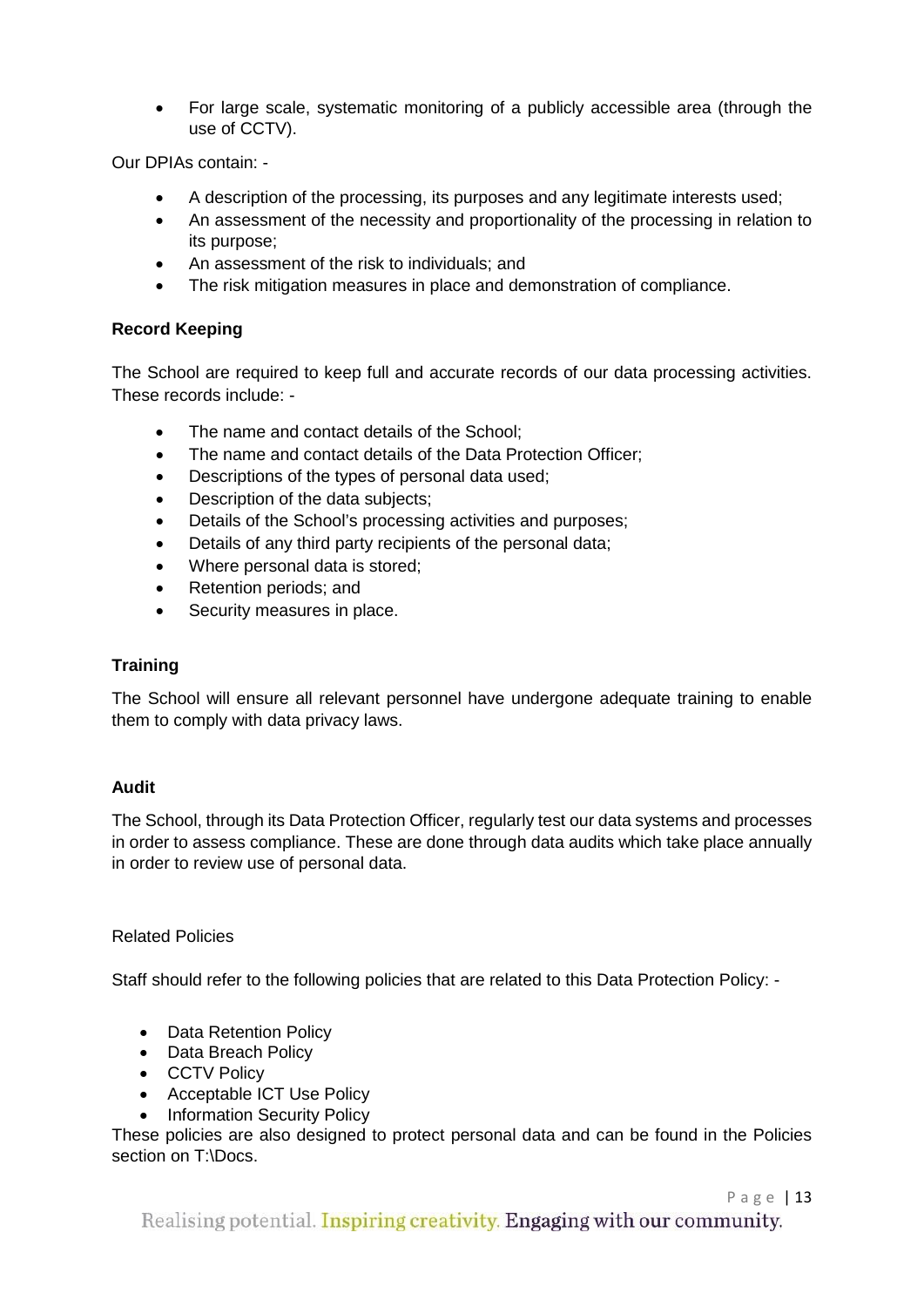- For large scale, systematic monitoring of a publicly accessible area (through the use of CCTV).

Our DPIAs contain: -

- A description of the processing, its purposes and any legitimate interests used;
- An assessment of the necessity and proportionality of the processing in relation to its purpose;
- An assessment of the risk to individuals; and
- The risk mitigation measures in place and demonstration of compliance.

**Record Keeping**

The School are required to keep full and accurate records of our data processing activities. These records include: -

- The name and contact details of the School;
- The name and contact details of the Data Protection Officer;
- Descriptions of the types of personal data used;
- Description of the data subjects;
- Details of the School's processing activities and purposes;
- Details of any third party recipients of the personal data;
- Where personal data is stored;
- Retention periods; and
- Security measures in place.

**Training**

The School will ensure all relevant personnel have undergone adequate training to enable them to comply with data privacy laws.

**Audit**

The School, through its Data Protection Officer, regularly test our data systems and processes in order to assess compliance. These are done through data audits which take place annually in order to review use of personal data.

Related Policies

Staff should refer to the following policies that are related to this Data Protection Policy: -

- Data Retention Policy
- Data Breach Policy
- CCTV Policy
- Acceptable ICT Use Policy
- Information Security Policy

These policies are also designed to protect personal data and can be found in the Policies section on T:\Docs.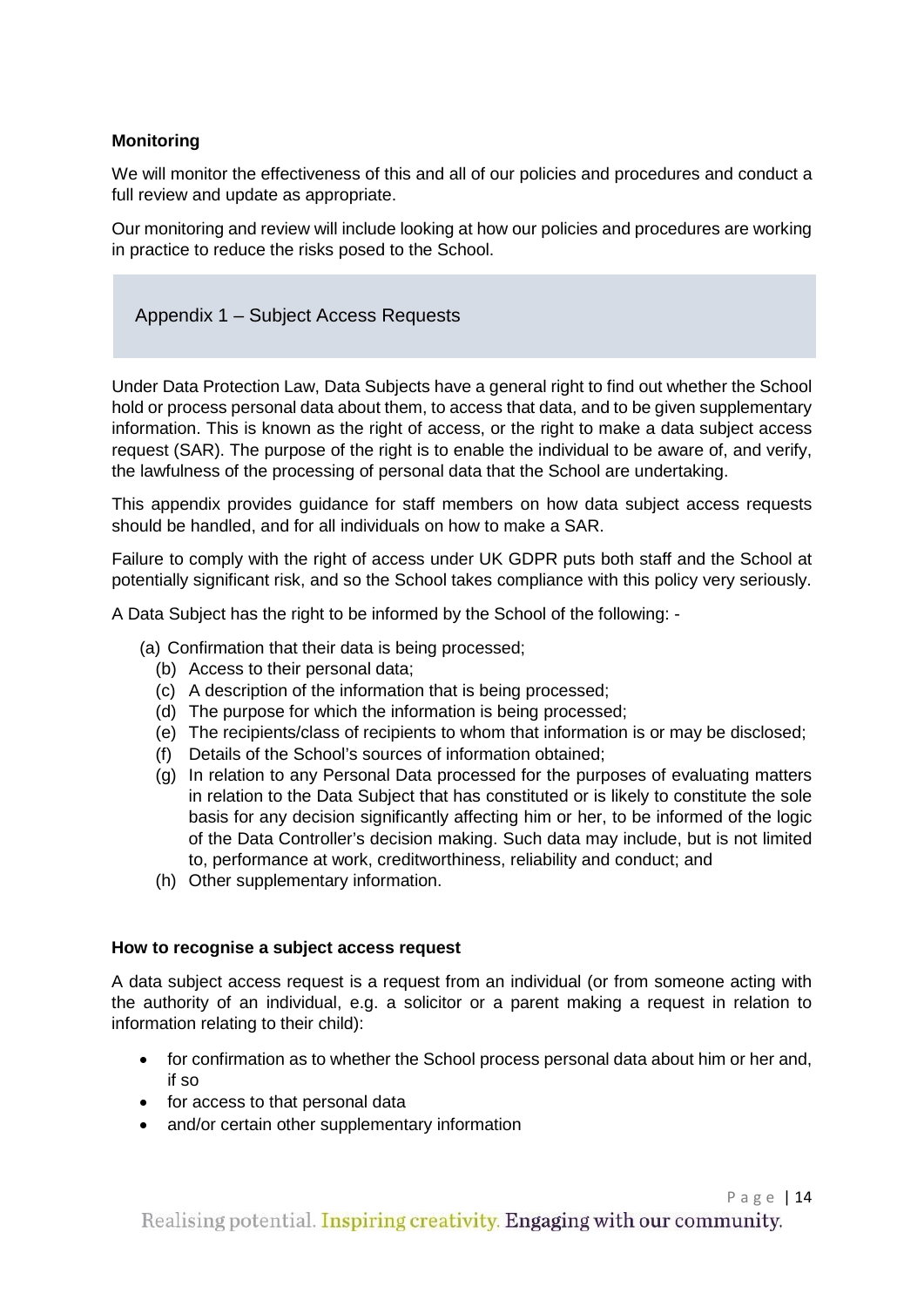**Monitoring**

We will monitor the effectiveness of this and all of our policies and procedures and conduct a full review and update as appropriate.

Our monitoring and review will include looking at how our policies and procedures are working in practice to reduce the risks posed to the School.

## Appendix 1 – Subject Access Requests

Under Data Protection Law, Data Subjects have a general right to find out whether the School hold or process personal data about them, to access that data, and to be given supplementary information. This is known as the right of access, or the right to make a data subject access request (SAR). The purpose of the right is to enable the individual to be aware of, and verify, the lawfulness of the processing of personal data that the School are undertaking.

This appendix provides guidance for staff members on how data subject access requests should be handled, and for all individuals on how to make a SAR.

Failure to comply with the right of access under UK GDPR puts both staff and the School at potentially significant risk, and so the School takes compliance with this policy very seriously.

A Data Subject has the right to be informed by the School of the following: -

(a) Confirmation that their data is being processed;
(b) Access to their personal data;
(c) A description of the information that is being processed;
(d) The purpose for which the information is being processed;
(e) The recipients/class of recipients to whom that information is or may be disclosed;
(f) Details of the School's sources of information obtained;
(g) In relation to any Personal Data processed for the purposes of evaluating matters in relation to the Data Subject that has constituted or is likely to constitute the sole basis for any decision significantly affecting him or her, to be informed of the logic of the Data Controller's decision making. Such data may include, but is not limited to, performance at work, creditworthiness, reliability and conduct; and
(h) Other supplementary information.

**How to recognise a subject access request**

A data subject access request is a request from an individual (or from someone acting with the authority of an individual, e.g. a solicitor or a parent making a request in relation to information relating to their child):

- for confirmation as to whether the School process personal data about him or her and, if so
- for access to that personal data
- and/or certain other supplementary information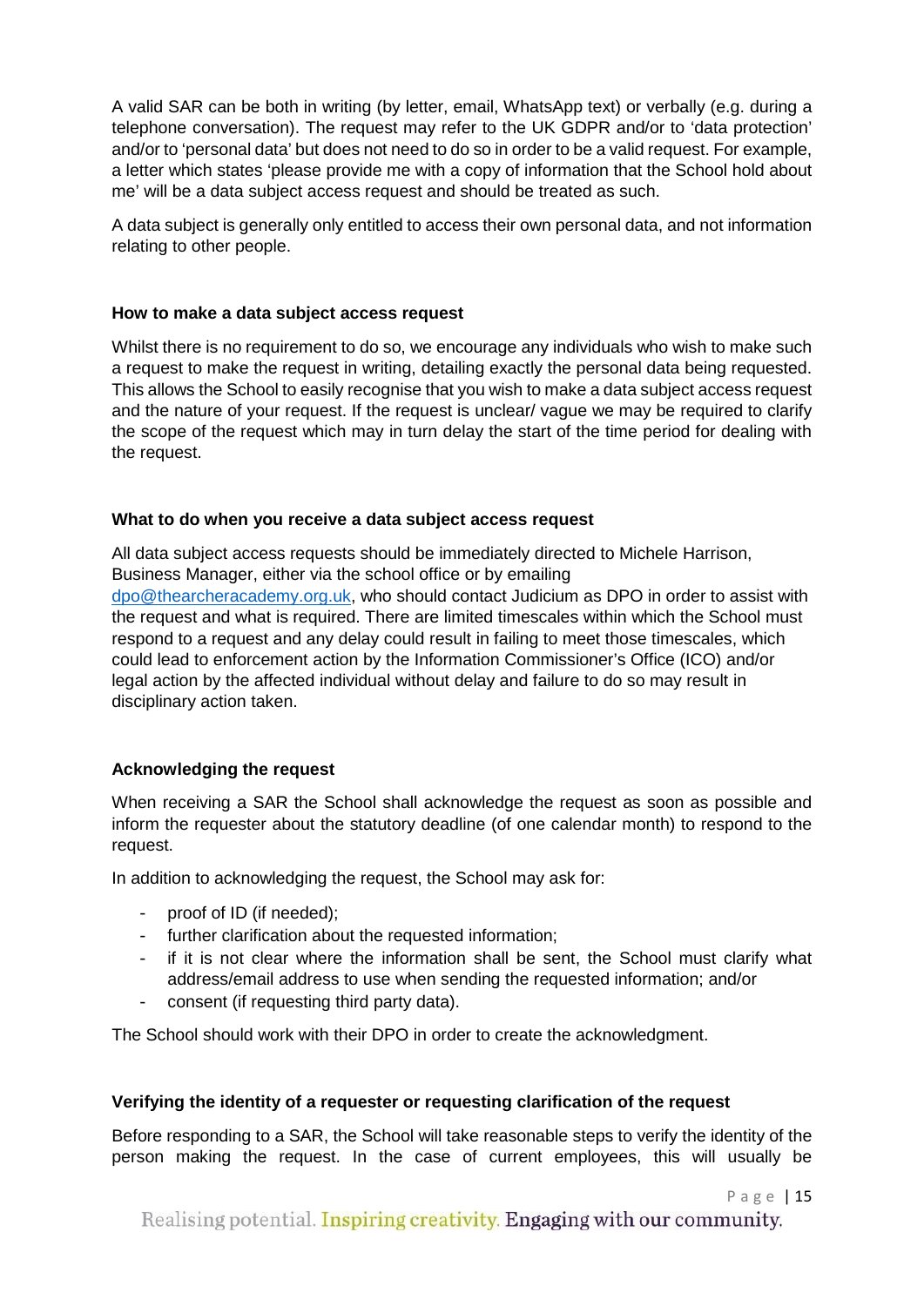A valid SAR can be both in writing (by letter, email, WhatsApp text) or verbally (e.g. during a telephone conversation). The request may refer to the UK GDPR and/or to 'data protection' and/or to 'personal data' but does not need to do so in order to be a valid request. For example, a letter which states 'please provide me with a copy of information that the School hold about me' will be a data subject access request and should be treated as such.

A data subject is generally only entitled to access their own personal data, and not information relating to other people.

**How to make a data subject access request**

Whilst there is no requirement to do so, we encourage any individuals who wish to make such a request to make the request in writing, detailing exactly the personal data being requested. This allows the School to easily recognise that you wish to make a data subject access request and the nature of your request. If the request is unclear/ vague we may be required to clarify the scope of the request which may in turn delay the start of the time period for dealing with the request.

**What to do when you receive a data subject access request**

All data subject access requests should be immediately directed to Michele Harrison, Business Manager, either via the school office or by emailing dpo@thearcheracademy.org.uk, who should contact Judicium as DPO in order to assist with the request and what is required. There are limited timescales within which the School must respond to a request and any delay could result in failing to meet those timescales, which could lead to enforcement action by the Information Commissioner's Office (ICO) and/or legal action by the affected individual without delay and failure to do so may result in disciplinary action taken.

**Acknowledging the request**

When receiving a SAR the School shall acknowledge the request as soon as possible and inform the requester about the statutory deadline (of one calendar month) to respond to the request.

In addition to acknowledging the request, the School may ask for:

- proof of ID (if needed);
- further clarification about the requested information;
- if it is not clear where the information shall be sent, the School must clarify what address/email address to use when sending the requested information; and/or
- consent (if requesting third party data).

The School should work with their DPO in order to create the acknowledgment.

**Verifying the identity of a requester or requesting clarification of the request**

Before responding to a SAR, the School will take reasonable steps to verify the identity of the person making the request. In the case of current employees, this will usually be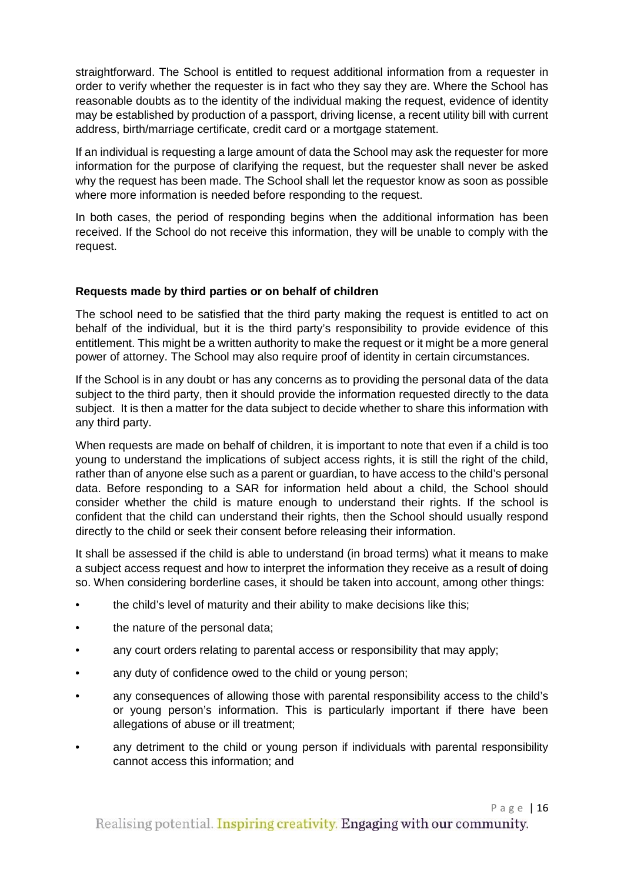straightforward. The School is entitled to request additional information from a requester in order to verify whether the requester is in fact who they say they are. Where the School has reasonable doubts as to the identity of the individual making the request, evidence of identity may be established by production of a passport, driving license, a recent utility bill with current address, birth/marriage certificate, credit card or a mortgage statement.

If an individual is requesting a large amount of data the School may ask the requester for more information for the purpose of clarifying the request, but the requester shall never be asked why the request has been made. The School shall let the requestor know as soon as possible where more information is needed before responding to the request.

In both cases, the period of responding begins when the additional information has been received. If the School do not receive this information, they will be unable to comply with the request.

**Requests made by third parties or on behalf of children**

The school need to be satisfied that the third party making the request is entitled to act on behalf of the individual, but it is the third party's responsibility to provide evidence of this entitlement. This might be a written authority to make the request or it might be a more general power of attorney. The School may also require proof of identity in certain circumstances.

If the School is in any doubt or has any concerns as to providing the personal data of the data subject to the third party, then it should provide the information requested directly to the data subject. It is then a matter for the data subject to decide whether to share this information with any third party.

When requests are made on behalf of children, it is important to note that even if a child is too young to understand the implications of subject access rights, it is still the right of the child, rather than of anyone else such as a parent or guardian, to have access to the child's personal data. Before responding to a SAR for information held about a child, the School should consider whether the child is mature enough to understand their rights. If the school is confident that the child can understand their rights, then the School should usually respond directly to the child or seek their consent before releasing their information.

It shall be assessed if the child is able to understand (in broad terms) what it means to make a subject access request and how to interpret the information they receive as a result of doing so. When considering borderline cases, it should be taken into account, among other things:

- the child's level of maturity and their ability to make decisions like this;
- the nature of the personal data;
- any court orders relating to parental access or responsibility that may apply;
- any duty of confidence owed to the child or young person;
- any consequences of allowing those with parental responsibility access to the child's or young person's information. This is particularly important if there have been allegations of abuse or ill treatment;
- any detriment to the child or young person if individuals with parental responsibility cannot access this information; and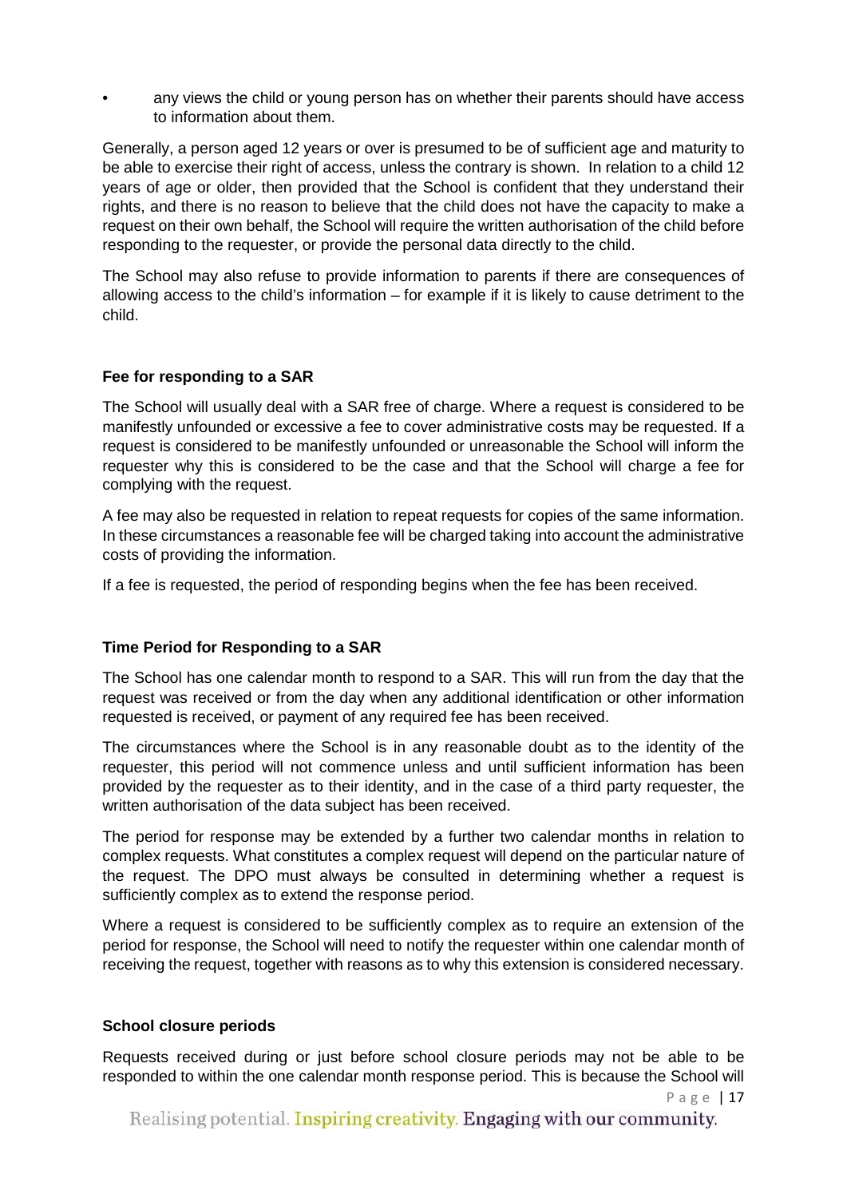- any views the child or young person has on whether their parents should have access to information about them.

Generally, a person aged 12 years or over is presumed to be of sufficient age and maturity to be able to exercise their right of access, unless the contrary is shown. In relation to a child 12 years of age or older, then provided that the School is confident that they understand their rights, and there is no reason to believe that the child does not have the capacity to make a request on their own behalf, the School will require the written authorisation of the child before responding to the requester, or provide the personal data directly to the child.

The School may also refuse to provide information to parents if there are consequences of allowing access to the child's information – for example if it is likely to cause detriment to the child.

**Fee for responding to a SAR**

The School will usually deal with a SAR free of charge. Where a request is considered to be manifestly unfounded or excessive a fee to cover administrative costs may be requested. If a request is considered to be manifestly unfounded or unreasonable the School will inform the requester why this is considered to be the case and that the School will charge a fee for complying with the request.

A fee may also be requested in relation to repeat requests for copies of the same information. In these circumstances a reasonable fee will be charged taking into account the administrative costs of providing the information.

If a fee is requested, the period of responding begins when the fee has been received.

**Time Period for Responding to a SAR**

The School has one calendar month to respond to a SAR. This will run from the day that the request was received or from the day when any additional identification or other information requested is received, or payment of any required fee has been received.

The circumstances where the School is in any reasonable doubt as to the identity of the requester, this period will not commence unless and until sufficient information has been provided by the requester as to their identity, and in the case of a third party requester, the written authorisation of the data subject has been received.

The period for response may be extended by a further two calendar months in relation to complex requests. What constitutes a complex request will depend on the particular nature of the request. The DPO must always be consulted in determining whether a request is sufficiently complex as to extend the response period.

Where a request is considered to be sufficiently complex as to require an extension of the period for response, the School will need to notify the requester within one calendar month of receiving the request, together with reasons as to why this extension is considered necessary.

**School closure periods**

Requests received during or just before school closure periods may not be able to be responded to within the one calendar month response period. This is because the School will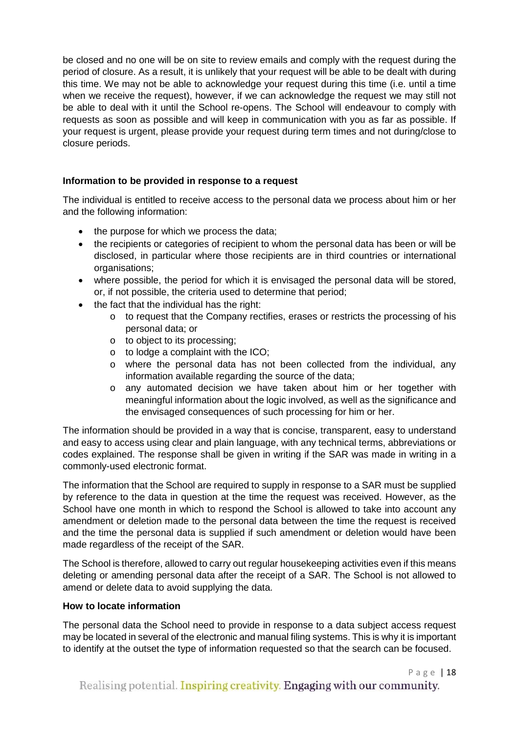be closed and no one will be on site to review emails and comply with the request during the period of closure. As a result, it is unlikely that your request will be able to be dealt with during this time. We may not be able to acknowledge your request during this time (i.e. until a time when we receive the request), however, if we can acknowledge the request we may still not be able to deal with it until the School re-opens. The School will endeavour to comply with requests as soon as possible and will keep in communication with you as far as possible. If your request is urgent, please provide your request during term times and not during/close to closure periods.

**Information to be provided in response to a request**

The individual is entitled to receive access to the personal data we process about him or her and the following information:

- the purpose for which we process the data;
- the recipients or categories of recipient to whom the personal data has been or will be disclosed, in particular where those recipients are in third countries or international organisations;
- where possible, the period for which it is envisaged the personal data will be stored, or, if not possible, the criteria used to determine that period;
- the fact that the individual has the right:
    - to request that the Company rectifies, erases or restricts the processing of his personal data; or
    - to object to its processing;
    - to lodge a complaint with the ICO;
    - where the personal data has not been collected from the individual, any information available regarding the source of the data;
    - any automated decision we have taken about him or her together with meaningful information about the logic involved, as well as the significance and the envisaged consequences of such processing for him or her.

The information should be provided in a way that is concise, transparent, easy to understand and easy to access using clear and plain language, with any technical terms, abbreviations or codes explained. The response shall be given in writing if the SAR was made in writing in a commonly-used electronic format.

The information that the School are required to supply in response to a SAR must be supplied by reference to the data in question at the time the request was received. However, as the School have one month in which to respond the School is allowed to take into account any amendment or deletion made to the personal data between the time the request is received and the time the personal data is supplied if such amendment or deletion would have been made regardless of the receipt of the SAR.

The School is therefore, allowed to carry out regular housekeeping activities even if this means deleting or amending personal data after the receipt of a SAR. The School is not allowed to amend or delete data to avoid supplying the data.

**How to locate information**

The personal data the School need to provide in response to a data subject access request may be located in several of the electronic and manual filing systems. This is why it is important to identify at the outset the type of information requested so that the search can be focused.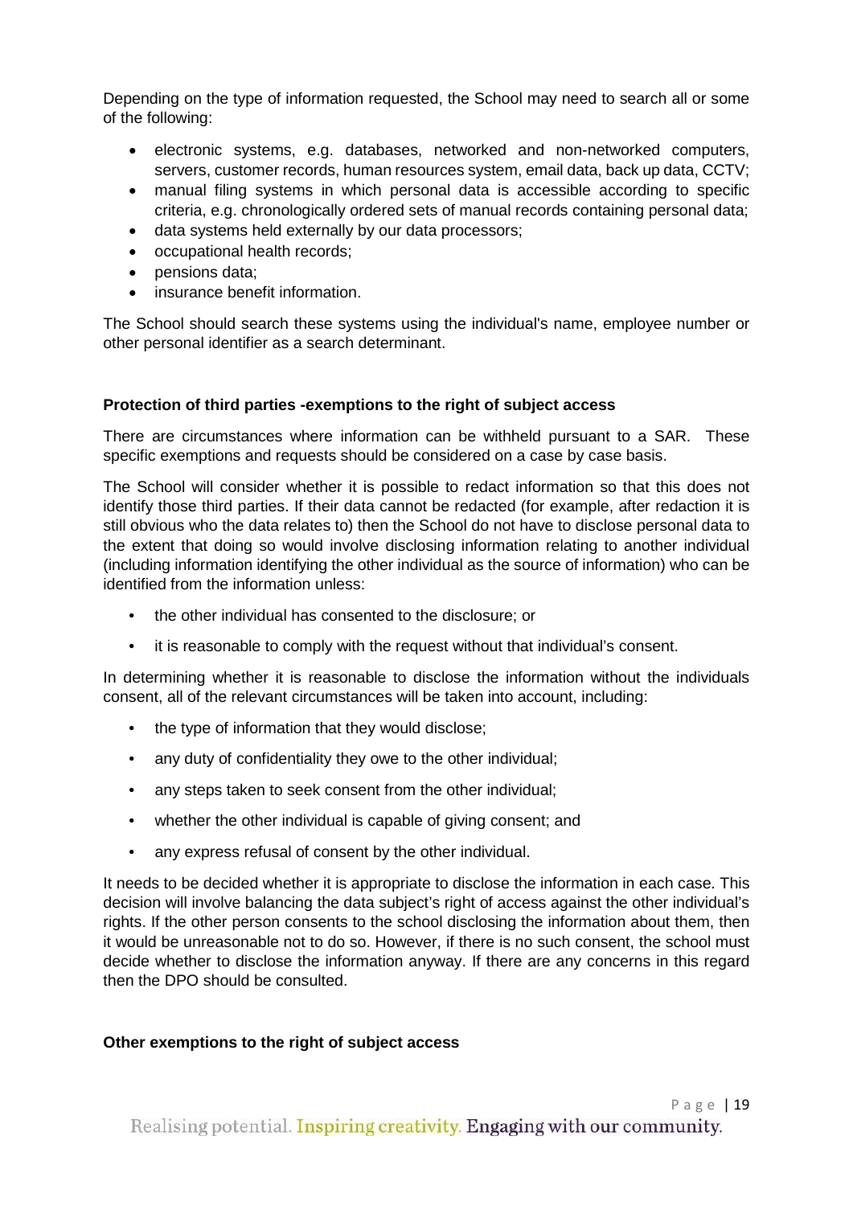Depending on the type of information requested, the School may need to search all or some of the following:

- electronic systems, e.g. databases, networked and non-networked computers, servers, customer records, human resources system, email data, back up data, CCTV;
- manual filing systems in which personal data is accessible according to specific criteria, e.g. chronologically ordered sets of manual records containing personal data;
- data systems held externally by our data processors;
- occupational health records;
- pensions data;
- insurance benefit information.

The School should search these systems using the individual's name, employee number or other personal identifier as a search determinant.

**Protection of third parties -exemptions to the right of subject access**

There are circumstances where information can be withheld pursuant to a SAR. These specific exemptions and requests should be considered on a case by case basis.

The School will consider whether it is possible to redact information so that this does not identify those third parties. If their data cannot be redacted (for example, after redaction it is still obvious who the data relates to) then the School do not have to disclose personal data to the extent that doing so would involve disclosing information relating to another individual (including information identifying the other individual as the source of information) who can be identified from the information unless:

- the other individual has consented to the disclosure; or
- it is reasonable to comply with the request without that individual's consent.

In determining whether it is reasonable to disclose the information without the individuals consent, all of the relevant circumstances will be taken into account, including:

- the type of information that they would disclose;
- any duty of confidentiality they owe to the other individual;
- any steps taken to seek consent from the other individual;
- whether the other individual is capable of giving consent; and
- any express refusal of consent by the other individual.

It needs to be decided whether it is appropriate to disclose the information in each case. This decision will involve balancing the data subject's right of access against the other individual's rights. If the other person consents to the school disclosing the information about them, then it would be unreasonable not to do so. However, if there is no such consent, the school must decide whether to disclose the information anyway. If there are any concerns in this regard then the DPO should be consulted.

**Other exemptions to the right of subject access**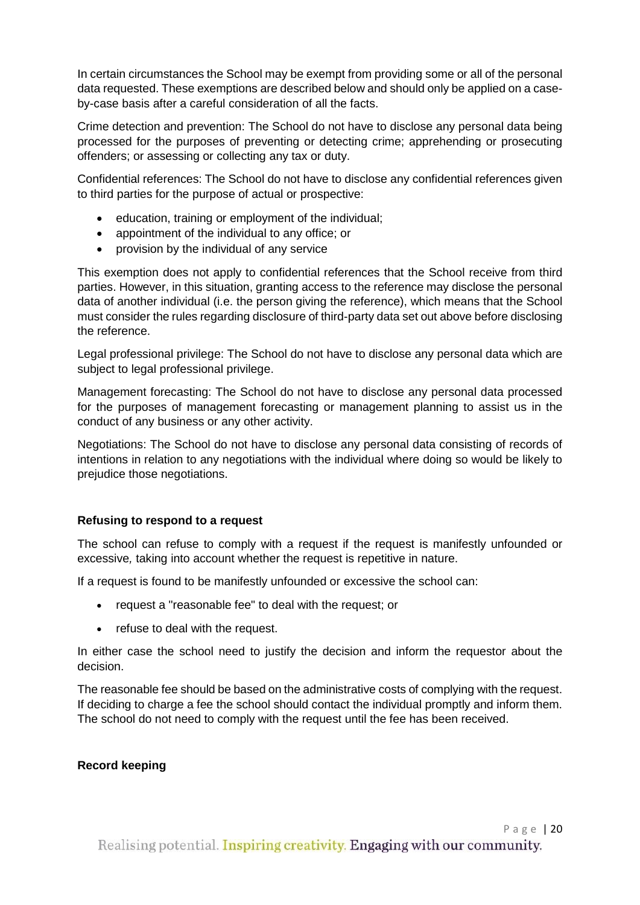In certain circumstances the School may be exempt from providing some or all of the personal data requested. These exemptions are described below and should only be applied on a case-by-case basis after a careful consideration of all the facts.

Crime detection and prevention: The School do not have to disclose any personal data being processed for the purposes of preventing or detecting crime; apprehending or prosecuting offenders; or assessing or collecting any tax or duty.

Confidential references: The School do not have to disclose any confidential references given to third parties for the purpose of actual or prospective:

- education, training or employment of the individual;
- appointment of the individual to any office; or
- provision by the individual of any service

This exemption does not apply to confidential references that the School receive from third parties. However, in this situation, granting access to the reference may disclose the personal data of another individual (i.e. the person giving the reference), which means that the School must consider the rules regarding disclosure of third-party data set out above before disclosing the reference.

Legal professional privilege: The School do not have to disclose any personal data which are subject to legal professional privilege.

Management forecasting: The School do not have to disclose any personal data processed for the purposes of management forecasting or management planning to assist us in the conduct of any business or any other activity.

Negotiations: The School do not have to disclose any personal data consisting of records of intentions in relation to any negotiations with the individual where doing so would be likely to prejudice those negotiations.

**Refusing to respond to a request**

The school can refuse to comply with a request if the request is manifestly unfounded or excessive*,* taking into account whether the request is repetitive in nature.

If a request is found to be manifestly unfounded or excessive the school can:

- request a "reasonable fee" to deal with the request; or
- refuse to deal with the request.

In either case the school need to justify the decision and inform the requestor about the decision.

The reasonable fee should be based on the administrative costs of complying with the request. If deciding to charge a fee the school should contact the individual promptly and inform them. The school do not need to comply with the request until the fee has been received.

**Record keeping**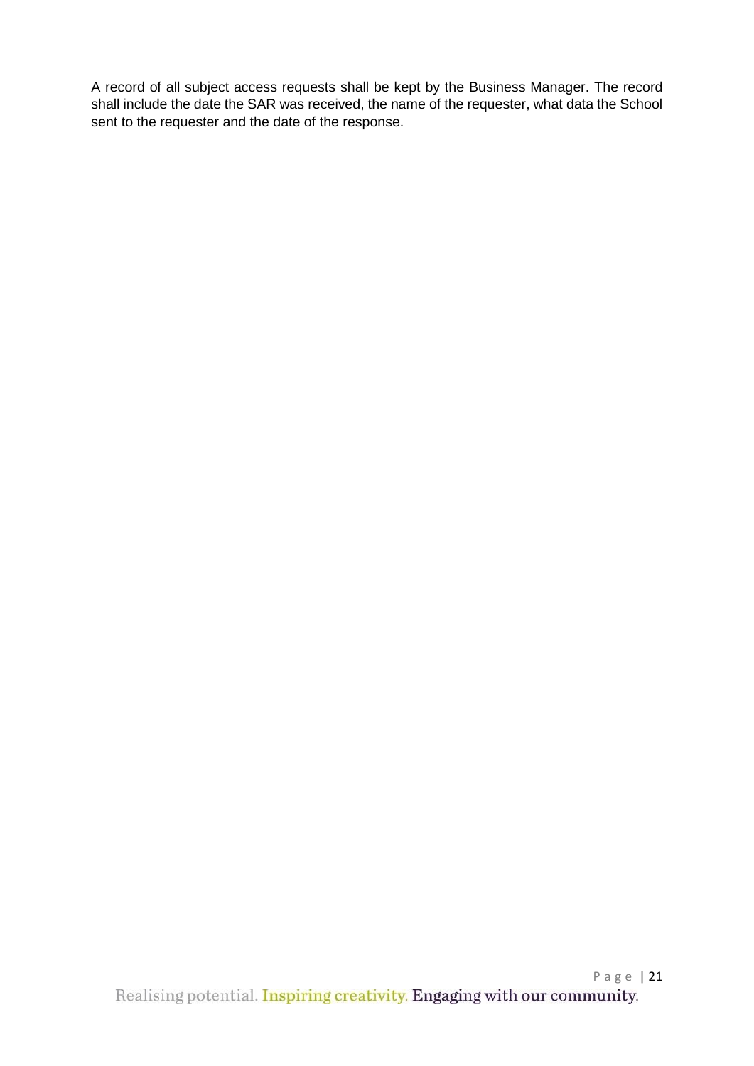A record of all subject access requests shall be kept by the Business Manager. The record shall include the date the SAR was received, the name of the requester, what data the School sent to the requester and the date of the response.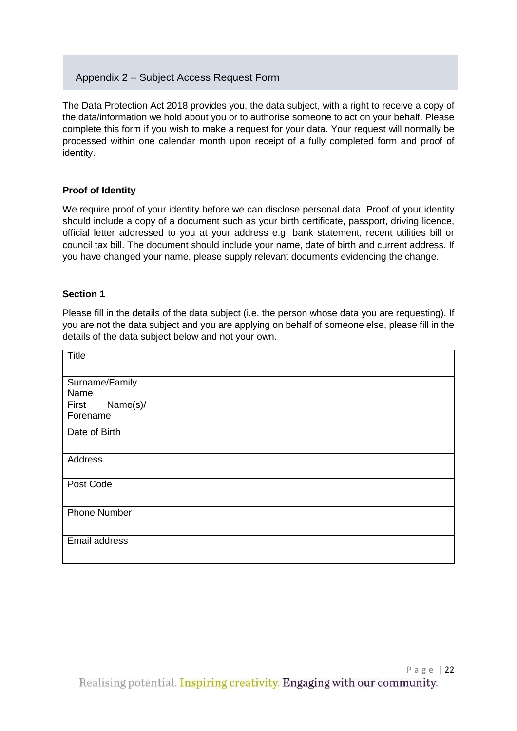## Appendix 2 – Subject Access Request Form

The Data Protection Act 2018 provides you, the data subject, with a right to receive a copy of the data/information we hold about you or to authorise someone to act on your behalf. Please complete this form if you wish to make a request for your data. Your request will normally be processed within one calendar month upon receipt of a fully completed form and proof of identity.

**Proof of Identity**

We require proof of your identity before we can disclose personal data. Proof of your identity should include a copy of a document such as your birth certificate, passport, driving licence, official letter addressed to you at your address e.g. bank statement, recent utilities bill or council tax bill. The document should include your name, date of birth and current address. If you have changed your name, please supply relevant documents evidencing the change.

**Section 1**

Please fill in the details of the data subject (i.e. the person whose data you are requesting). If you are not the data subject and you are applying on behalf of someone else, please fill in the details of the data subject below and not your own.

| | |
|---|---|
| Title | |
| Surname/Family Name | |
| First Name(s)/ Forename | |
| Date of Birth | |
| Address | |
| Post Code | |
| Phone Number | |
| Email address | |

Realising potential. Inspiring creativity. Engaging with our community.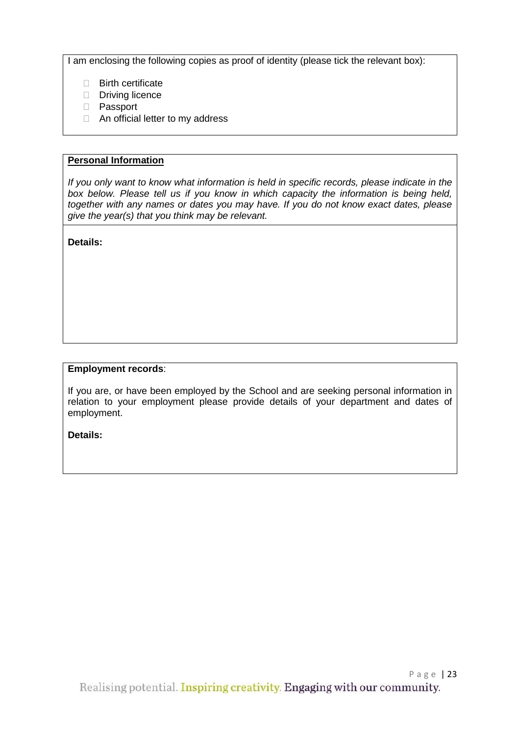I am enclosing the following copies as proof of identity (please tick the relevant box):

- ☐ Birth certificate
- ☐ Driving licence
- ☐ Passport
- ☐ An official letter to my address

**Personal Information**

*If you only want to know what information is held in specific records, please indicate in the box below. Please tell us if you know in which capacity the information is being held, together with any names or dates you may have. If you do not know exact dates, please give the year(s) that you think may be relevant.*

**Details:**

**Employment records**:

If you are, or have been employed by the School and are seeking personal information in relation to your employment please provide details of your department and dates of employment.

**Details:**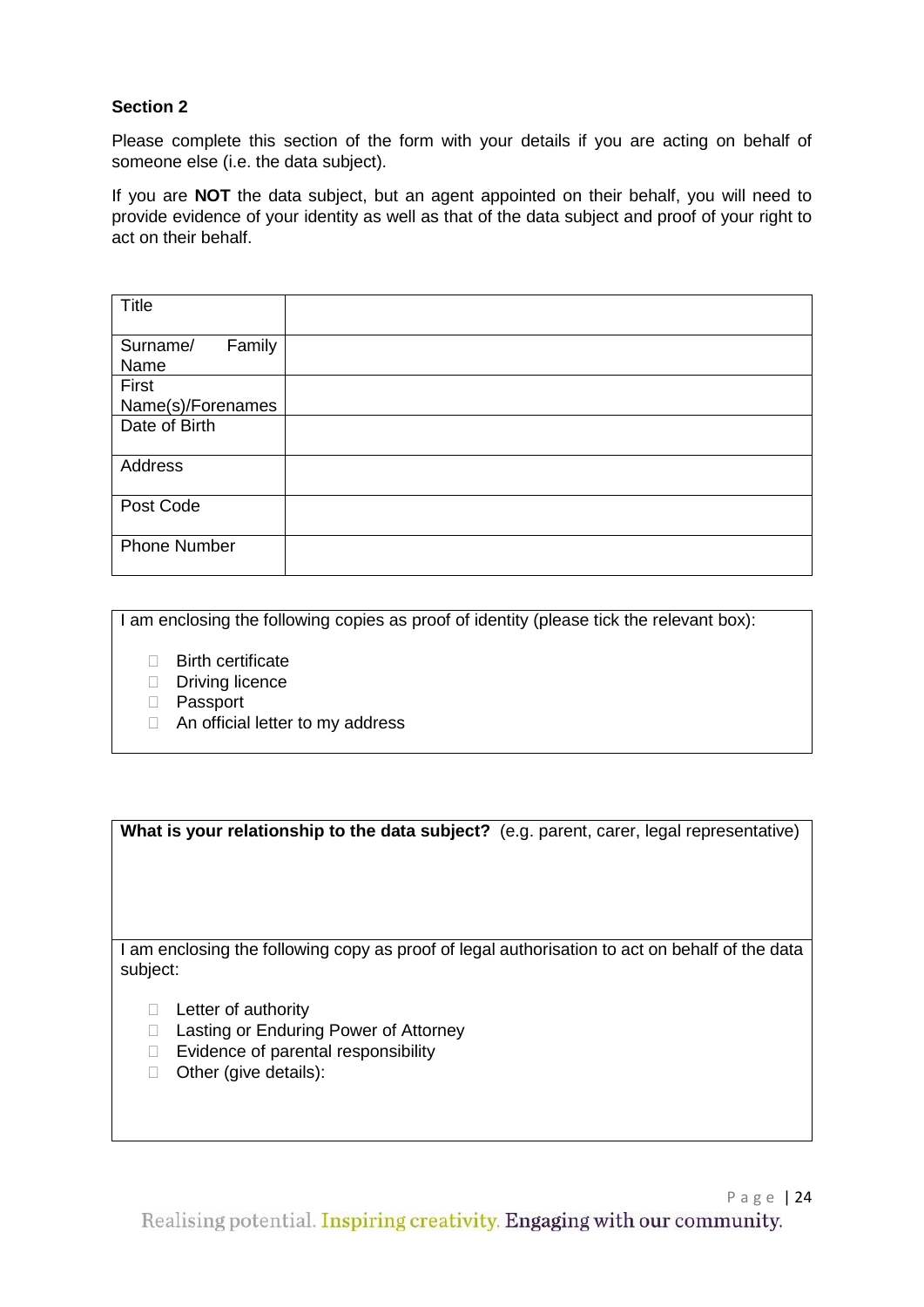**Section 2**

Please complete this section of the form with your details if you are acting on behalf of someone else (i.e. the data subject).

If you are **NOT** the data subject, but an agent appointed on their behalf, you will need to provide evidence of your identity as well as that of the data subject and proof of your right to act on their behalf.

| Title | |
|---|---|
| Surname/ Family Name | |
| First Name(s)/Forenames | |
| Date of Birth | |
| Address | |
| Post Code | |
| Phone Number | |

I am enclosing the following copies as proof of identity (please tick the relevant box):

- ☐ Birth certificate
- ☐ Driving licence
- ☐ Passport
- ☐ An official letter to my address

**What is your relationship to the data subject?** (e.g. parent, carer, legal representative)

I am enclosing the following copy as proof of legal authorisation to act on behalf of the data subject:

- ☐ Letter of authority
- ☐ Lasting or Enduring Power of Attorney
- ☐ Evidence of parental responsibility
- ☐ Other (give details):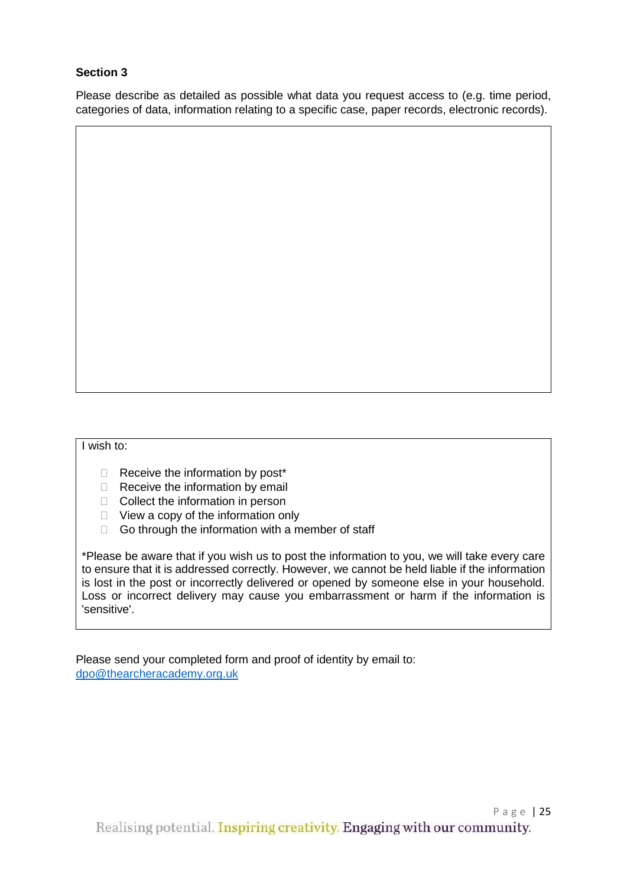**Section 3**

Please describe as detailed as possible what data you request access to (e.g. time period, categories of data, information relating to a specific case, paper records, electronic records).

I wish to:

- ☐ Receive the information by post*
- ☐ Receive the information by email
- ☐ Collect the information in person
- ☐ View a copy of the information only
- ☐ Go through the information with a member of staff

*Please be aware that if you wish us to post the information to you, we will take every care to ensure that it is addressed correctly. However, we cannot be held liable if the information is lost in the post or incorrectly delivered or opened by someone else in your household. Loss or incorrect delivery may cause you embarrassment or harm if the information is 'sensitive'.

Please send your completed form and proof of identity by email to:
dpo@thearcheracademy.org.uk